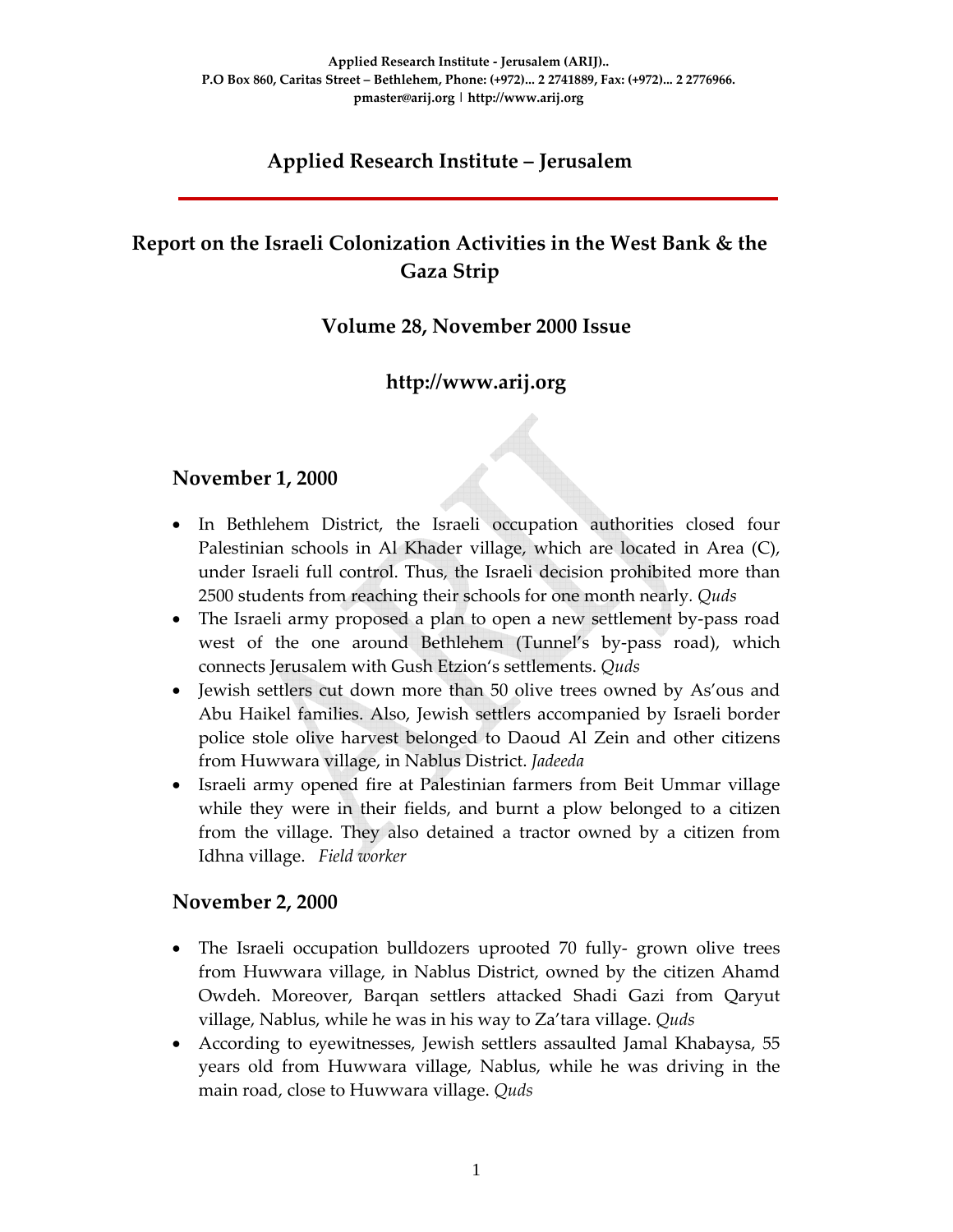Applied Research Institute - Jerusalem (ARIJ)..
P.O Box 860, Caritas Street – Bethlehem, Phone: (+972)... 2 2741889, Fax: (+972)... 2 2776966.
pmaster@arij.org | http://www.arij.org

# Applied Research Institute – Jerusalem

# Report on the Israeli Colonization Activities in the West Bank & the Gaza Strip

## Volume 28, November 2000 Issue

## http://www.arij.org

### November 1, 2000

- In Bethlehem District, the Israeli occupation authorities closed four Palestinian schools in Al Khader village, which are located in Area (C), under Israeli full control. Thus, the Israeli decision prohibited more than 2500 students from reaching their schools for one month nearly. *Quds*
- The Israeli army proposed a plan to open a new settlement by-pass road west of the one around Bethlehem (Tunnel's by-pass road), which connects Jerusalem with Gush Etzion's settlements. *Quds*
- Jewish settlers cut down more than 50 olive trees owned by As'ous and Abu Haikel families. Also, Jewish settlers accompanied by Israeli border police stole olive harvest belonged to Daoud Al Zein and other citizens from Huwwara village, in Nablus District. *Jadeeda*
- Israeli army opened fire at Palestinian farmers from Beit Ummar village while they were in their fields, and burnt a plow belonged to a citizen from the village. They also detained a tractor owned by a citizen from Idhna village. *Field worker*

### November 2, 2000

- The Israeli occupation bulldozers uprooted 70 fully- grown olive trees from Huwwara village, in Nablus District, owned by the citizen Ahamd Owdeh. Moreover, Barqan settlers attacked Shadi Gazi from Qaryut village, Nablus, while he was in his way to Za'tara village. *Quds*
- According to eyewitnesses, Jewish settlers assaulted Jamal Khabaysa, 55 years old from Huwwara village, Nablus, while he was driving in the main road, close to Huwwara village. *Quds*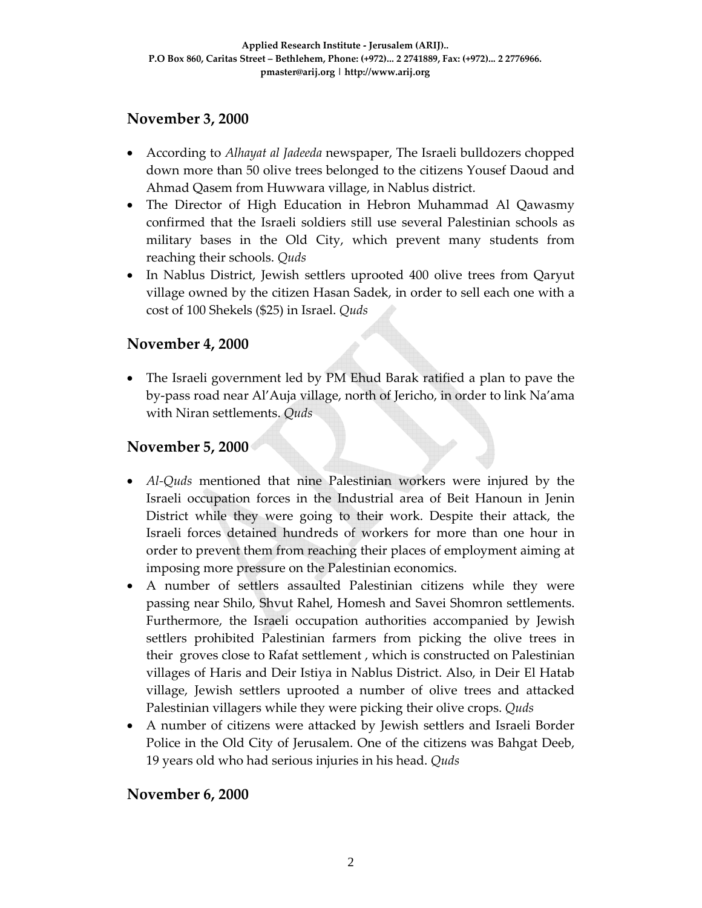## November 3, 2000

- According to *Alhayat al Jadeeda* newspaper, The Israeli bulldozers chopped down more than 50 olive trees belonged to the citizens Yousef Daoud and Ahmad Qasem from Huwwara village, in Nablus district.
- The Director of High Education in Hebron Muhammad Al Qawasmy confirmed that the Israeli soldiers still use several Palestinian schools as military bases in the Old City, which prevent many students from reaching their schools. *Quds*
- In Nablus District, Jewish settlers uprooted 400 olive trees from Qaryut village owned by the citizen Hasan Sadek, in order to sell each one with a cost of 100 Shekels ($25) in Israel. *Quds*

## November 4, 2000

- The Israeli government led by PM Ehud Barak ratified a plan to pave the by-pass road near Al'Auja village, north of Jericho, in order to link Na'ama with Niran settlements. *Quds*

## November 5, 2000

- *Al-Quds* mentioned that nine Palestinian workers were injured by the Israeli occupation forces in the Industrial area of Beit Hanoun in Jenin District while they were going to their work. Despite their attack, the Israeli forces detained hundreds of workers for more than one hour in order to prevent them from reaching their places of employment aiming at imposing more pressure on the Palestinian economics.
- A number of settlers assaulted Palestinian citizens while they were passing near Shilo, Shvut Rahel, Homesh and Savei Shomron settlements. Furthermore, the Israeli occupation authorities accompanied by Jewish settlers prohibited Palestinian farmers from picking the olive trees in their groves close to Rafat settlement , which is constructed on Palestinian villages of Haris and Deir Istiya in Nablus District. Also, in Deir El Hatab village, Jewish settlers uprooted a number of olive trees and attacked Palestinian villagers while they were picking their olive crops. *Quds*
- A number of citizens were attacked by Jewish settlers and Israeli Border Police in the Old City of Jerusalem. One of the citizens was Bahgat Deeb, 19 years old who had serious injuries in his head. *Quds*

## November 6, 2000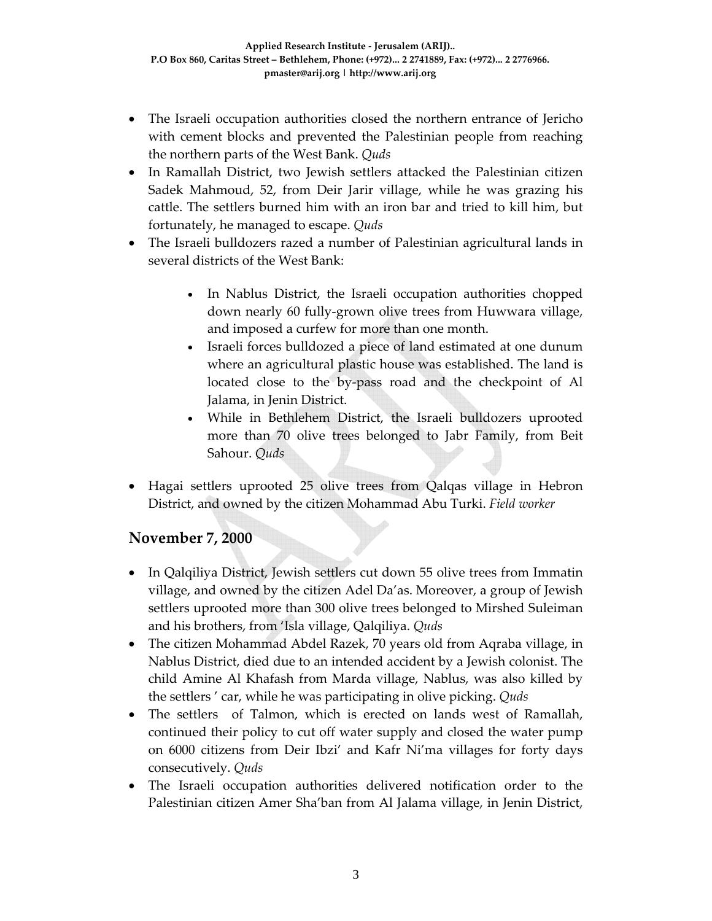- The Israeli occupation authorities closed the northern entrance of Jericho with cement blocks and prevented the Palestinian people from reaching the northern parts of the West Bank. *Quds*
- In Ramallah District, two Jewish settlers attacked the Palestinian citizen Sadek Mahmoud, 52, from Deir Jarir village, while he was grazing his cattle. The settlers burned him with an iron bar and tried to kill him, but fortunately, he managed to escape. *Quds*
- The Israeli bulldozers razed a number of Palestinian agricultural lands in several districts of the West Bank:
  - In Nablus District, the Israeli occupation authorities chopped down nearly 60 fully-grown olive trees from Huwwara village, and imposed a curfew for more than one month.
  - Israeli forces bulldozed a piece of land estimated at one dunum where an agricultural plastic house was established. The land is located close to the by-pass road and the checkpoint of Al Jalama, in Jenin District.
  - While in Bethlehem District, the Israeli bulldozers uprooted more than 70 olive trees belonged to Jabr Family, from Beit Sahour. *Quds*
- Hagai settlers uprooted 25 olive trees from Qalqas village in Hebron District, and owned by the citizen Mohammad Abu Turki. *Field worker*

## November 7, 2000

- In Qalqiliya District, Jewish settlers cut down 55 olive trees from Immatin village, and owned by the citizen Adel Da'as. Moreover, a group of Jewish settlers uprooted more than 300 olive trees belonged to Mirshed Suleiman and his brothers, from 'Isla village, Qalqiliya. *Quds*
- The citizen Mohammad Abdel Razek, 70 years old from Aqraba village, in Nablus District, died due to an intended accident by a Jewish colonist. The child Amine Al Khafash from Marda village, Nablus, was also killed by the settlers ' car, while he was participating in olive picking. *Quds*
- The settlers of Talmon, which is erected on lands west of Ramallah, continued their policy to cut off water supply and closed the water pump on 6000 citizens from Deir Ibzi' and Kafr Ni'ma villages for forty days consecutively. *Quds*
- The Israeli occupation authorities delivered notification order to the Palestinian citizen Amer Sha'ban from Al Jalama village, in Jenin District,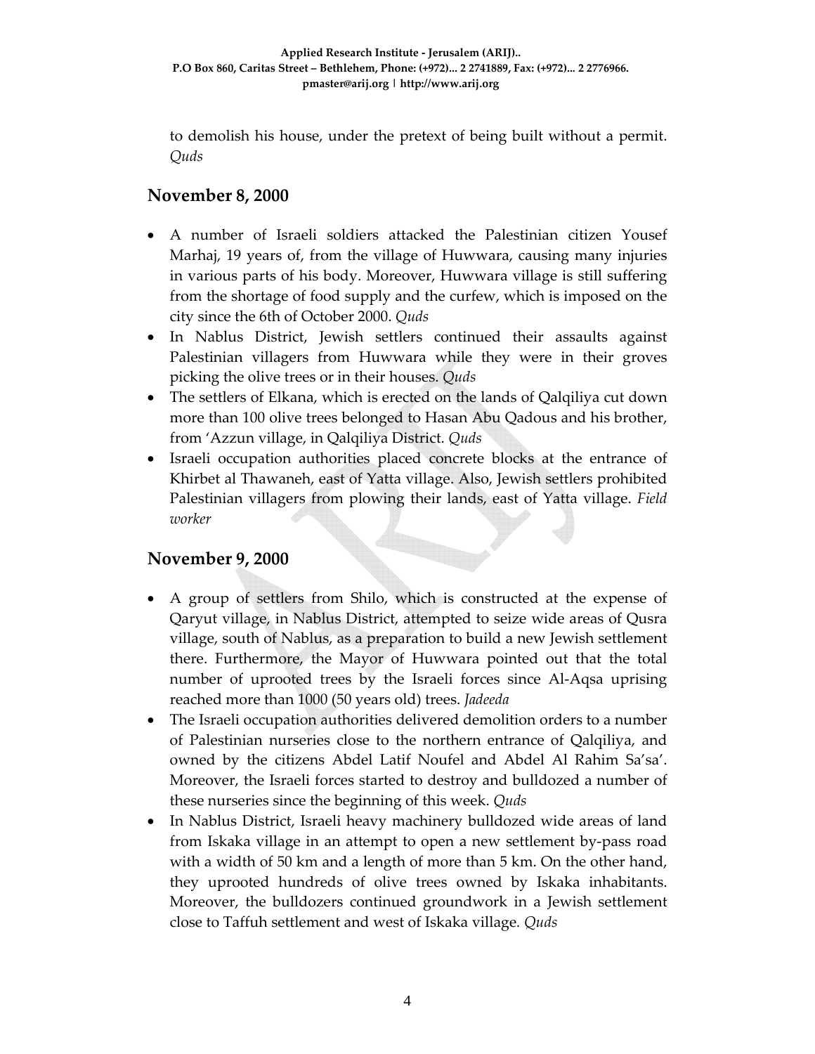to demolish his house, under the pretext of being built without a permit. *Quds*

## November 8, 2000

- A number of Israeli soldiers attacked the Palestinian citizen Yousef Marhaj, 19 years of, from the village of Huwwara, causing many injuries in various parts of his body. Moreover, Huwwara village is still suffering from the shortage of food supply and the curfew, which is imposed on the city since the 6th of October 2000. *Quds*
- In Nablus District, Jewish settlers continued their assaults against Palestinian villagers from Huwwara while they were in their groves picking the olive trees or in their houses. *Quds*
- The settlers of Elkana, which is erected on the lands of Qalqiliya cut down more than 100 olive trees belonged to Hasan Abu Qadous and his brother, from 'Azzun village, in Qalqiliya District. *Quds*
- Israeli occupation authorities placed concrete blocks at the entrance of Khirbet al Thawaneh, east of Yatta village. Also, Jewish settlers prohibited Palestinian villagers from plowing their lands, east of Yatta village. *Field worker*

## November 9, 2000

- A group of settlers from Shilo, which is constructed at the expense of Qaryut village, in Nablus District, attempted to seize wide areas of Qusra village, south of Nablus, as a preparation to build a new Jewish settlement there. Furthermore, the Mayor of Huwwara pointed out that the total number of uprooted trees by the Israeli forces since Al-Aqsa uprising reached more than 1000 (50 years old) trees. *Jadeeda*
- The Israeli occupation authorities delivered demolition orders to a number of Palestinian nurseries close to the northern entrance of Qalqiliya, and owned by the citizens Abdel Latif Noufel and Abdel Al Rahim Sa'sa'. Moreover, the Israeli forces started to destroy and bulldozed a number of these nurseries since the beginning of this week. *Quds*
- In Nablus District, Israeli heavy machinery bulldozed wide areas of land from Iskaka village in an attempt to open a new settlement by-pass road with a width of 50 km and a length of more than 5 km. On the other hand, they uprooted hundreds of olive trees owned by Iskaka inhabitants. Moreover, the bulldozers continued groundwork in a Jewish settlement close to Taffuh settlement and west of Iskaka village. *Quds*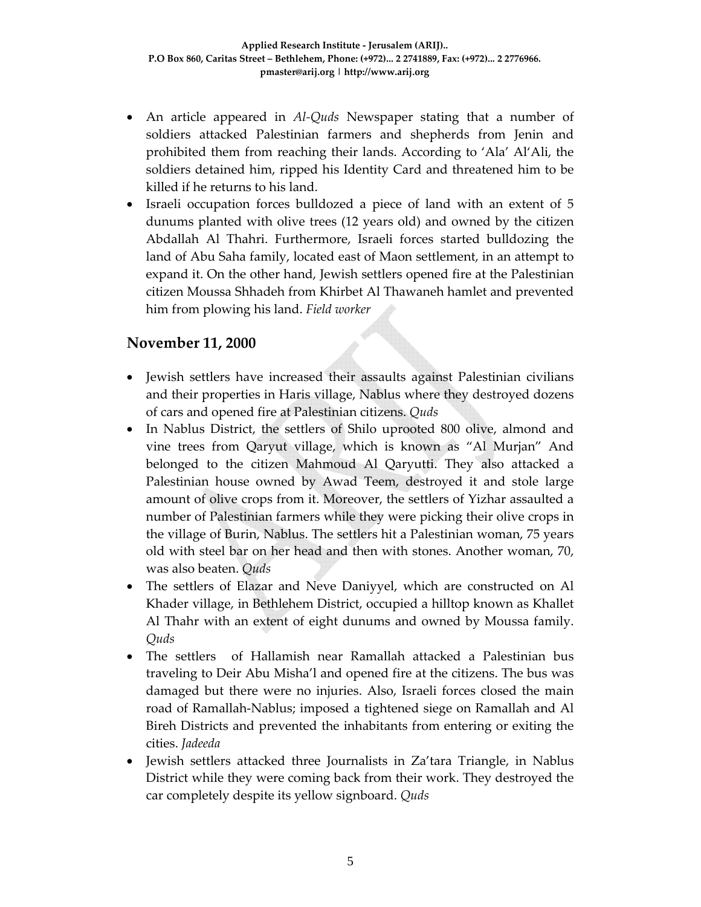- An article appeared in *Al-Quds* Newspaper stating that a number of soldiers attacked Palestinian farmers and shepherds from Jenin and prohibited them from reaching their lands. According to 'Ala' Al'Ali, the soldiers detained him, ripped his Identity Card and threatened him to be killed if he returns to his land.
- Israeli occupation forces bulldozed a piece of land with an extent of 5 dunums planted with olive trees (12 years old) and owned by the citizen Abdallah Al Thahri. Furthermore, Israeli forces started bulldozing the land of Abu Saha family, located east of Maon settlement, in an attempt to expand it. On the other hand, Jewish settlers opened fire at the Palestinian citizen Moussa Shhadeh from Khirbet Al Thawaneh hamlet and prevented him from plowing his land. *Field worker*

## November 11, 2000

- Jewish settlers have increased their assaults against Palestinian civilians and their properties in Haris village, Nablus where they destroyed dozens of cars and opened fire at Palestinian citizens. *Quds*
- In Nablus District, the settlers of Shilo uprooted 800 olive, almond and vine trees from Qaryut village, which is known as "Al Murjan" And belonged to the citizen Mahmoud Al Qaryutti. They also attacked a Palestinian house owned by Awad Teem, destroyed it and stole large amount of olive crops from it. Moreover, the settlers of Yizhar assaulted a number of Palestinian farmers while they were picking their olive crops in the village of Burin, Nablus. The settlers hit a Palestinian woman, 75 years old with steel bar on her head and then with stones. Another woman, 70, was also beaten. *Quds*
- The settlers of Elazar and Neve Daniyyel, which are constructed on Al Khader village, in Bethlehem District, occupied a hilltop known as Khallet Al Thahr with an extent of eight dunums and owned by Moussa family. *Quds*
- The settlers of Hallamish near Ramallah attacked a Palestinian bus traveling to Deir Abu Misha'l and opened fire at the citizens. The bus was damaged but there were no injuries. Also, Israeli forces closed the main road of Ramallah-Nablus; imposed a tightened siege on Ramallah and Al Bireh Districts and prevented the inhabitants from entering or exiting the cities. *Jadeeda*
- Jewish settlers attacked three Journalists in Za'tara Triangle, in Nablus District while they were coming back from their work. They destroyed the car completely despite its yellow signboard. *Quds*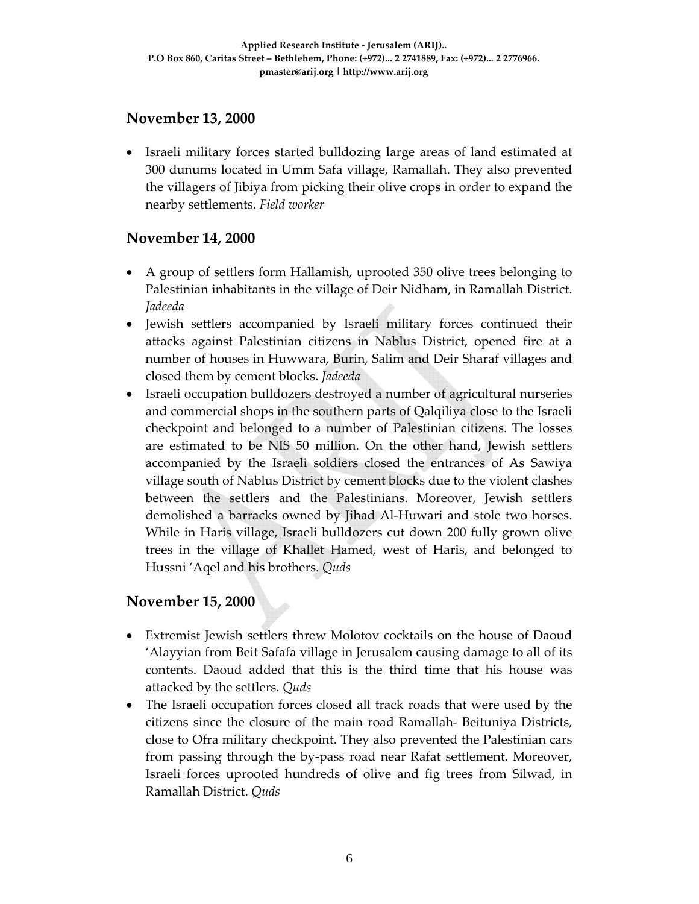## November 13, 2000

- Israeli military forces started bulldozing large areas of land estimated at 300 dunums located in Umm Safa village, Ramallah. They also prevented the villagers of Jibiya from picking their olive crops in order to expand the nearby settlements. *Field worker*

## November 14, 2000

- A group of settlers form Hallamish, uprooted 350 olive trees belonging to Palestinian inhabitants in the village of Deir Nidham, in Ramallah District. *Jadeeda*
- Jewish settlers accompanied by Israeli military forces continued their attacks against Palestinian citizens in Nablus District, opened fire at a number of houses in Huwwara, Burin, Salim and Deir Sharaf villages and closed them by cement blocks. *Jadeeda*
- Israeli occupation bulldozers destroyed a number of agricultural nurseries and commercial shops in the southern parts of Qalqiliya close to the Israeli checkpoint and belonged to a number of Palestinian citizens. The losses are estimated to be NIS 50 million. On the other hand, Jewish settlers accompanied by the Israeli soldiers closed the entrances of As Sawiya village south of Nablus District by cement blocks due to the violent clashes between the settlers and the Palestinians. Moreover, Jewish settlers demolished a barracks owned by Jihad Al-Huwari and stole two horses. While in Haris village, Israeli bulldozers cut down 200 fully grown olive trees in the village of Khallet Hamed, west of Haris, and belonged to Hussni 'Aqel and his brothers. *Quds*

## November 15, 2000

- Extremist Jewish settlers threw Molotov cocktails on the house of Daoud 'Alayyian from Beit Safafa village in Jerusalem causing damage to all of its contents. Daoud added that this is the third time that his house was attacked by the settlers. *Quds*
- The Israeli occupation forces closed all track roads that were used by the citizens since the closure of the main road Ramallah- Beituniya Districts, close to Ofra military checkpoint. They also prevented the Palestinian cars from passing through the by-pass road near Rafat settlement. Moreover, Israeli forces uprooted hundreds of olive and fig trees from Silwad, in Ramallah District. *Quds*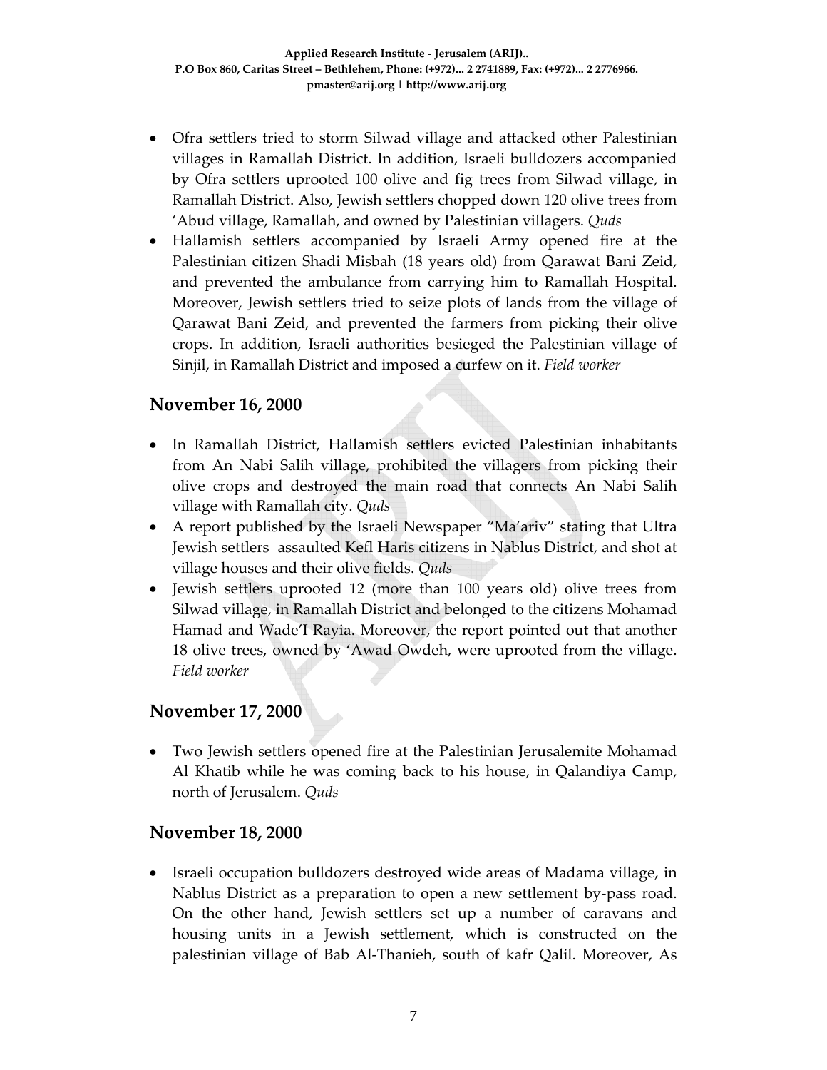- Ofra settlers tried to storm Silwad village and attacked other Palestinian villages in Ramallah District. In addition, Israeli bulldozers accompanied by Ofra settlers uprooted 100 olive and fig trees from Silwad village, in Ramallah District. Also, Jewish settlers chopped down 120 olive trees from 'Abud village, Ramallah, and owned by Palestinian villagers. *Quds*
- Hallamish settlers accompanied by Israeli Army opened fire at the Palestinian citizen Shadi Misbah (18 years old) from Qarawat Bani Zeid, and prevented the ambulance from carrying him to Ramallah Hospital. Moreover, Jewish settlers tried to seize plots of lands from the village of Qarawat Bani Zeid, and prevented the farmers from picking their olive crops. In addition, Israeli authorities besieged the Palestinian village of Sinjil, in Ramallah District and imposed a curfew on it. *Field worker*

## November 16, 2000

- In Ramallah District, Hallamish settlers evicted Palestinian inhabitants from An Nabi Salih village, prohibited the villagers from picking their olive crops and destroyed the main road that connects An Nabi Salih village with Ramallah city. *Quds*
- A report published by the Israeli Newspaper "Ma'ariv" stating that Ultra Jewish settlers assaulted Kefl Haris citizens in Nablus District, and shot at village houses and their olive fields. *Quds*
- Jewish settlers uprooted 12 (more than 100 years old) olive trees from Silwad village, in Ramallah District and belonged to the citizens Mohamad Hamad and Wade'I Rayia. Moreover, the report pointed out that another 18 olive trees, owned by 'Awad Owdeh, were uprooted from the village. *Field worker*

## November 17, 2000

- Two Jewish settlers opened fire at the Palestinian Jerusalemite Mohamad Al Khatib while he was coming back to his house, in Qalandiya Camp, north of Jerusalem. *Quds*

## November 18, 2000

- Israeli occupation bulldozers destroyed wide areas of Madama village, in Nablus District as a preparation to open a new settlement by-pass road. On the other hand, Jewish settlers set up a number of caravans and housing units in a Jewish settlement, which is constructed on the palestinian village of Bab Al-Thanieh, south of kafr Qalil. Moreover, As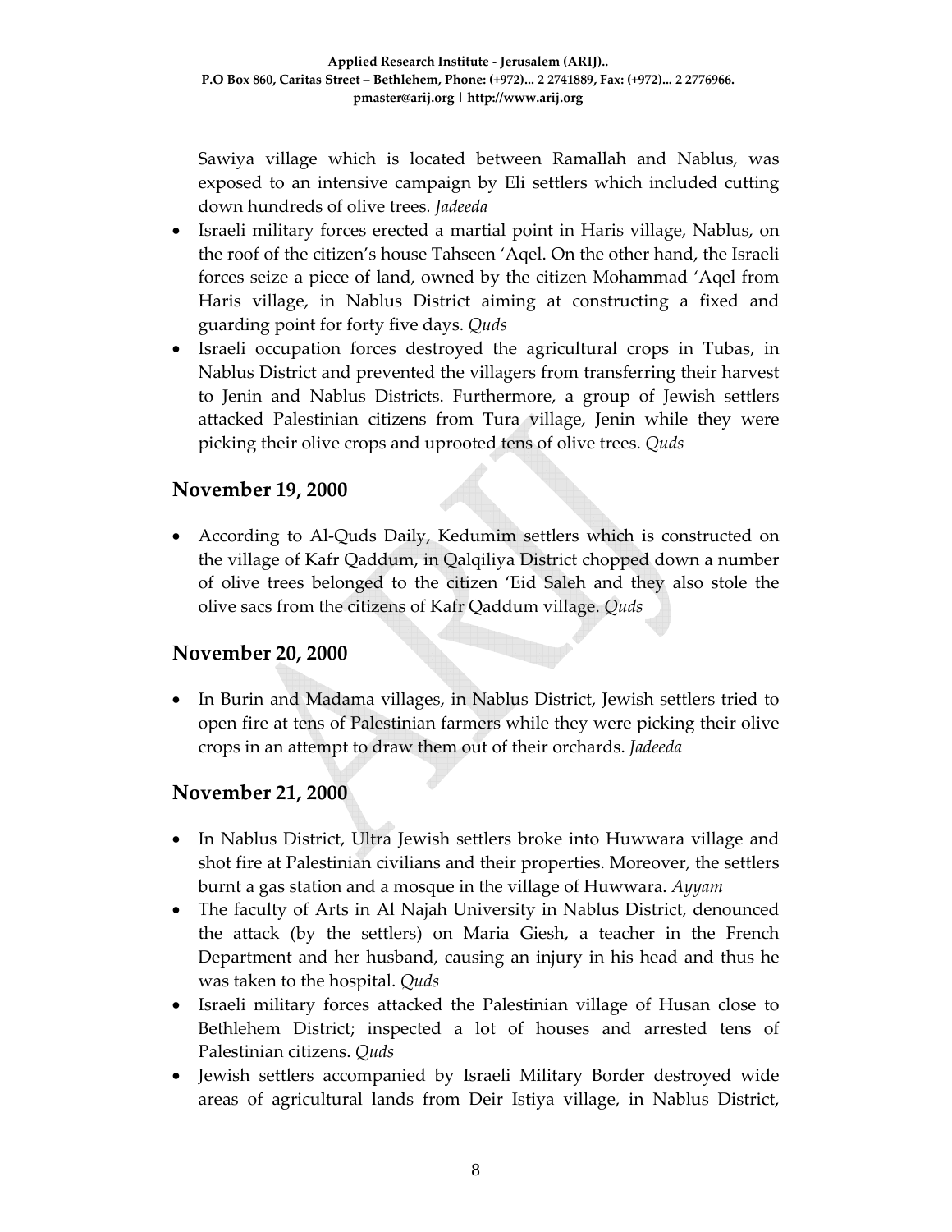Sawiya village which is located between Ramallah and Nablus, was exposed to an intensive campaign by Eli settlers which included cutting down hundreds of olive trees. *Jadeeda*

- Israeli military forces erected a martial point in Haris village, Nablus, on the roof of the citizen's house Tahseen 'Aqel. On the other hand, the Israeli forces seize a piece of land, owned by the citizen Mohammad 'Aqel from Haris village, in Nablus District aiming at constructing a fixed and guarding point for forty five days. *Quds*
- Israeli occupation forces destroyed the agricultural crops in Tubas, in Nablus District and prevented the villagers from transferring their harvest to Jenin and Nablus Districts. Furthermore, a group of Jewish settlers attacked Palestinian citizens from Tura village, Jenin while they were picking their olive crops and uprooted tens of olive trees. *Quds*

## November 19, 2000

- According to Al-Quds Daily, Kedumim settlers which is constructed on the village of Kafr Qaddum, in Qalqiliya District chopped down a number of olive trees belonged to the citizen 'Eid Saleh and they also stole the olive sacs from the citizens of Kafr Qaddum village. *Quds*

## November 20, 2000

- In Burin and Madama villages, in Nablus District, Jewish settlers tried to open fire at tens of Palestinian farmers while they were picking their olive crops in an attempt to draw them out of their orchards. *Jadeeda*

## November 21, 2000

- In Nablus District, Ultra Jewish settlers broke into Huwwara village and shot fire at Palestinian civilians and their properties. Moreover, the settlers burnt a gas station and a mosque in the village of Huwwara. *Ayyam*
- The faculty of Arts in Al Najah University in Nablus District, denounced the attack (by the settlers) on Maria Giesh, a teacher in the French Department and her husband, causing an injury in his head and thus he was taken to the hospital. *Quds*
- Israeli military forces attacked the Palestinian village of Husan close to Bethlehem District; inspected a lot of houses and arrested tens of Palestinian citizens. *Quds*
- Jewish settlers accompanied by Israeli Military Border destroyed wide areas of agricultural lands from Deir Istiya village, in Nablus District,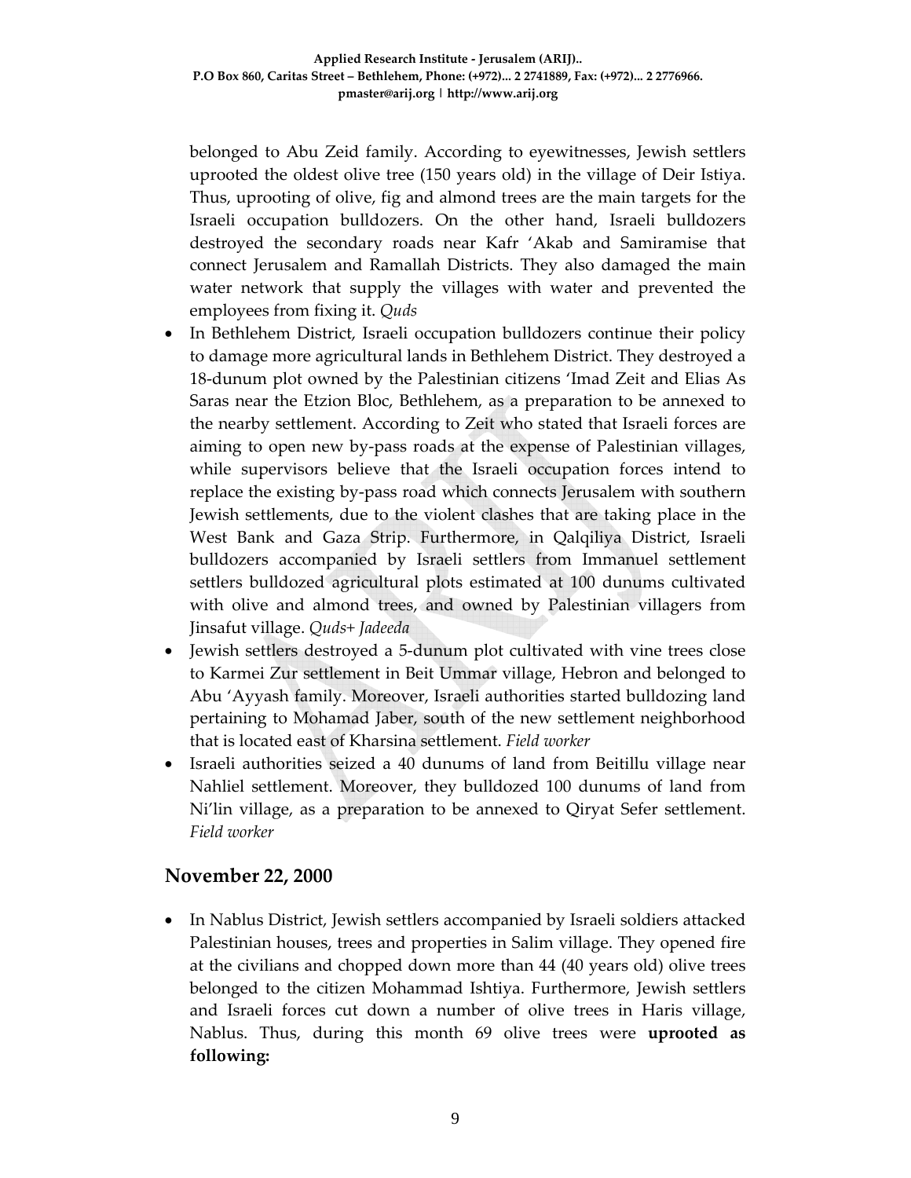belonged to Abu Zeid family. According to eyewitnesses, Jewish settlers uprooted the oldest olive tree (150 years old) in the village of Deir Istiya. Thus, uprooting of olive, fig and almond trees are the main targets for the Israeli occupation bulldozers. On the other hand, Israeli bulldozers destroyed the secondary roads near Kafr 'Akab and Samiramise that connect Jerusalem and Ramallah Districts. They also damaged the main water network that supply the villages with water and prevented the employees from fixing it. *Quds*

- In Bethlehem District, Israeli occupation bulldozers continue their policy to damage more agricultural lands in Bethlehem District. They destroyed a 18-dunum plot owned by the Palestinian citizens 'Imad Zeit and Elias As Saras near the Etzion Bloc, Bethlehem, as a preparation to be annexed to the nearby settlement. According to Zeit who stated that Israeli forces are aiming to open new by-pass roads at the expense of Palestinian villages, while supervisors believe that the Israeli occupation forces intend to replace the existing by-pass road which connects Jerusalem with southern Jewish settlements, due to the violent clashes that are taking place in the West Bank and Gaza Strip. Furthermore, in Qalqiliya District, Israeli bulldozers accompanied by Israeli settlers from Immanuel settlement settlers bulldozed agricultural plots estimated at 100 dunums cultivated with olive and almond trees, and owned by Palestinian villagers from Jinsafut village. *Quds+ Jadeeda*
- Jewish settlers destroyed a 5-dunum plot cultivated with vine trees close to Karmei Zur settlement in Beit Ummar village, Hebron and belonged to Abu 'Ayyash family. Moreover, Israeli authorities started bulldozing land pertaining to Mohamad Jaber, south of the new settlement neighborhood that is located east of Kharsina settlement. *Field worker*
- Israeli authorities seized a 40 dunums of land from Beitillu village near Nahliel settlement. Moreover, they bulldozed 100 dunums of land from Ni'lin village, as a preparation to be annexed to Qiryat Sefer settlement. *Field worker*

## November 22, 2000

- In Nablus District, Jewish settlers accompanied by Israeli soldiers attacked Palestinian houses, trees and properties in Salim village. They opened fire at the civilians and chopped down more than 44 (40 years old) olive trees belonged to the citizen Mohammad Ishtiya. Furthermore, Jewish settlers and Israeli forces cut down a number of olive trees in Haris village, Nablus. Thus, during this month 69 olive trees were **uprooted as following:**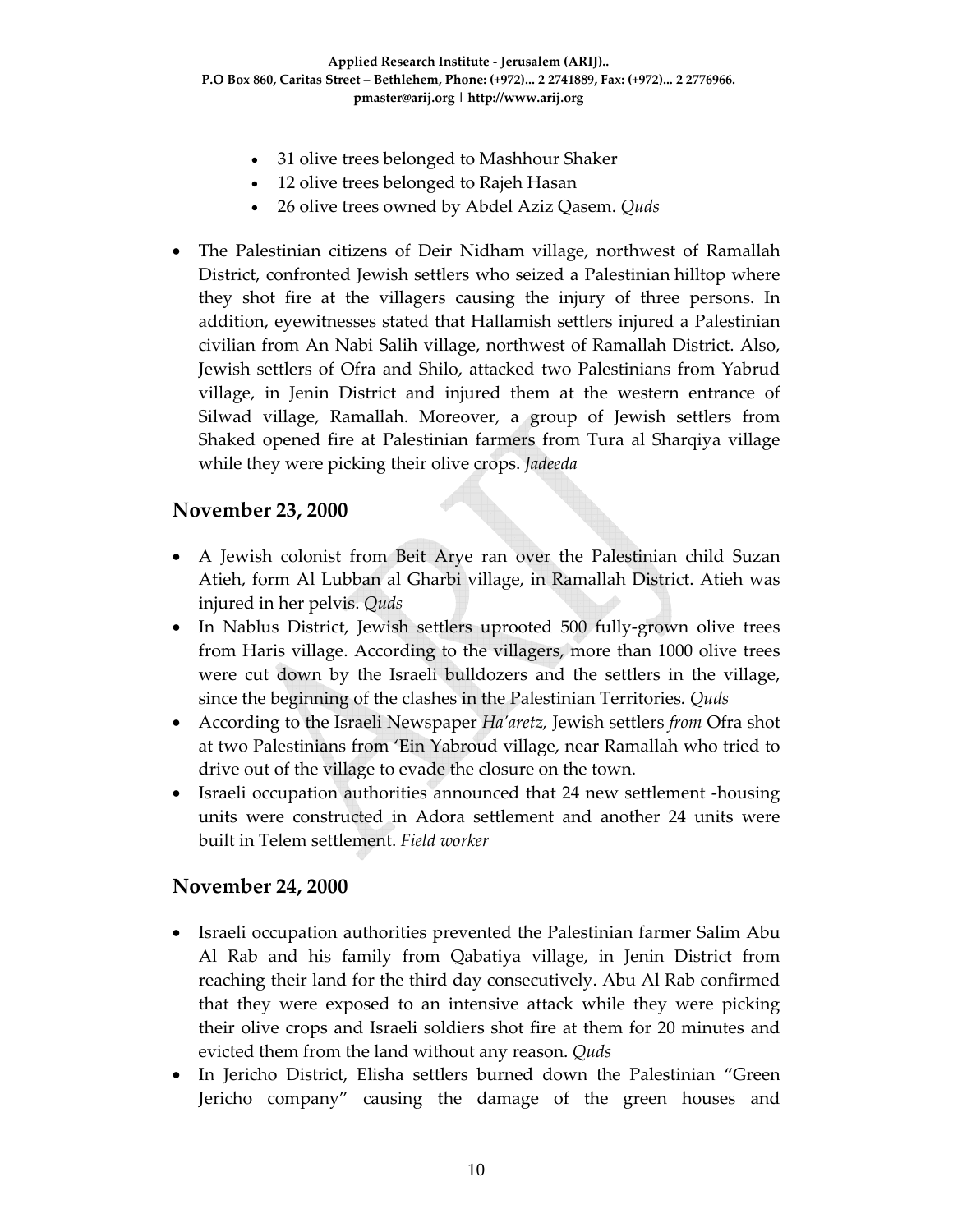- 31 olive trees belonged to Mashhour Shaker
- 12 olive trees belonged to Rajeh Hasan
- 26 olive trees owned by Abdel Aziz Qasem. *Quds*

- The Palestinian citizens of Deir Nidham village, northwest of Ramallah District, confronted Jewish settlers who seized a Palestinian hilltop where they shot fire at the villagers causing the injury of three persons. In addition, eyewitnesses stated that Hallamish settlers injured a Palestinian civilian from An Nabi Salih village, northwest of Ramallah District. Also, Jewish settlers of Ofra and Shilo, attacked two Palestinians from Yabrud village, in Jenin District and injured them at the western entrance of Silwad village, Ramallah. Moreover, a group of Jewish settlers from Shaked opened fire at Palestinian farmers from Tura al Sharqiya village while they were picking their olive crops. *Jadeeda*

## November 23, 2000

- A Jewish colonist from Beit Arye ran over the Palestinian child Suzan Atieh, form Al Lubban al Gharbi village, in Ramallah District. Atieh was injured in her pelvis. *Quds*
- In Nablus District, Jewish settlers uprooted 500 fully-grown olive trees from Haris village. According to the villagers, more than 1000 olive trees were cut down by the Israeli bulldozers and the settlers in the village, since the beginning of the clashes in the Palestinian Territories. *Quds*
- According to the Israeli Newspaper *Ha'aretz,* Jewish settlers *from* Ofra shot at two Palestinians from 'Ein Yabroud village, near Ramallah who tried to drive out of the village to evade the closure on the town.
- Israeli occupation authorities announced that 24 new settlement -housing units were constructed in Adora settlement and another 24 units were built in Telem settlement. *Field worker*

## November 24, 2000

- Israeli occupation authorities prevented the Palestinian farmer Salim Abu Al Rab and his family from Qabatiya village, in Jenin District from reaching their land for the third day consecutively. Abu Al Rab confirmed that they were exposed to an intensive attack while they were picking their olive crops and Israeli soldiers shot fire at them for 20 minutes and evicted them from the land without any reason. *Quds*
- In Jericho District, Elisha settlers burned down the Palestinian "Green Jericho company" causing the damage of the green houses and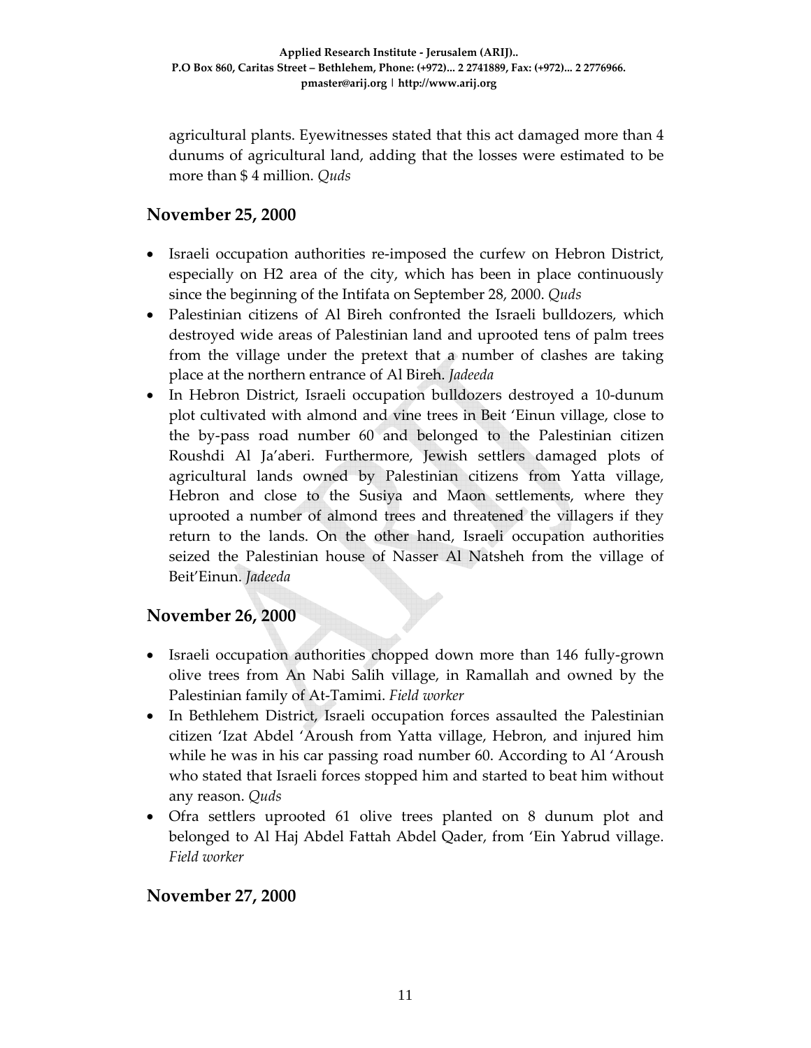agricultural plants. Eyewitnesses stated that this act damaged more than 4 dunums of agricultural land, adding that the losses were estimated to be more than $ 4 million. *Quds*

## November 25, 2000

- Israeli occupation authorities re-imposed the curfew on Hebron District, especially on H2 area of the city, which has been in place continuously since the beginning of the Intifata on September 28, 2000. *Quds*
- Palestinian citizens of Al Bireh confronted the Israeli bulldozers, which destroyed wide areas of Palestinian land and uprooted tens of palm trees from the village under the pretext that a number of clashes are taking place at the northern entrance of Al Bireh. *Jadeeda*
- In Hebron District, Israeli occupation bulldozers destroyed a 10-dunum plot cultivated with almond and vine trees in Beit 'Einun village, close to the by-pass road number 60 and belonged to the Palestinian citizen Roushdi Al Ja'aberi. Furthermore, Jewish settlers damaged plots of agricultural lands owned by Palestinian citizens from Yatta village, Hebron and close to the Susiya and Maon settlements, where they uprooted a number of almond trees and threatened the villagers if they return to the lands. On the other hand, Israeli occupation authorities seized the Palestinian house of Nasser Al Natsheh from the village of Beit'Einun. *Jadeeda*

## November 26, 2000

- Israeli occupation authorities chopped down more than 146 fully-grown olive trees from An Nabi Salih village, in Ramallah and owned by the Palestinian family of At-Tamimi. *Field worker*
- In Bethlehem District, Israeli occupation forces assaulted the Palestinian citizen 'Izat Abdel 'Aroush from Yatta village, Hebron, and injured him while he was in his car passing road number 60. According to Al 'Aroush who stated that Israeli forces stopped him and started to beat him without any reason. *Quds*
- Ofra settlers uprooted 61 olive trees planted on 8 dunum plot and belonged to Al Haj Abdel Fattah Abdel Qader, from 'Ein Yabrud village. *Field worker*

## November 27, 2000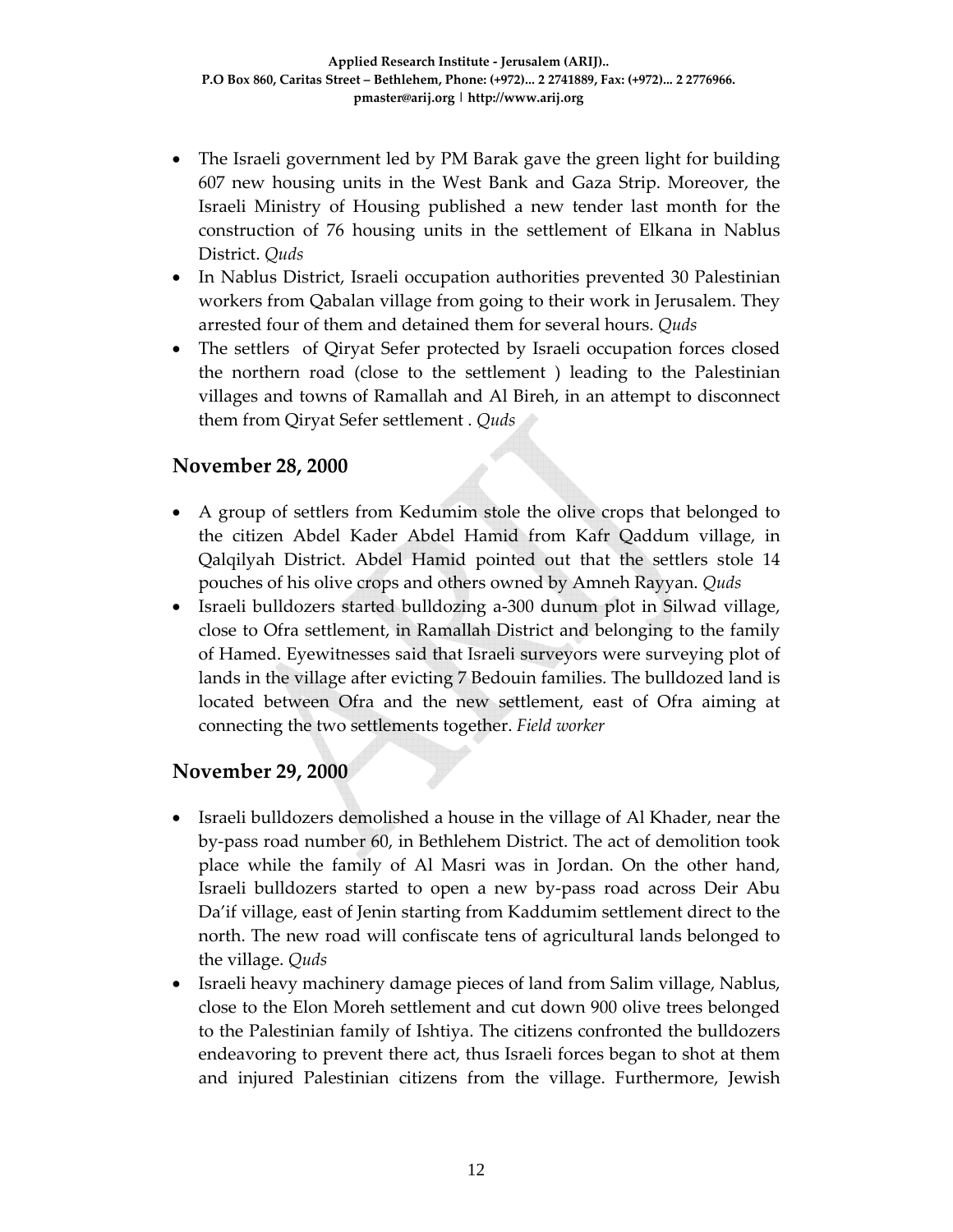- The Israeli government led by PM Barak gave the green light for building 607 new housing units in the West Bank and Gaza Strip. Moreover, the Israeli Ministry of Housing published a new tender last month for the construction of 76 housing units in the settlement of Elkana in Nablus District. *Quds*
- In Nablus District, Israeli occupation authorities prevented 30 Palestinian workers from Qabalan village from going to their work in Jerusalem. They arrested four of them and detained them for several hours. *Quds*
- The settlers of Qiryat Sefer protected by Israeli occupation forces closed the northern road (close to the settlement ) leading to the Palestinian villages and towns of Ramallah and Al Bireh, in an attempt to disconnect them from Qiryat Sefer settlement . *Quds*

## November 28, 2000

- A group of settlers from Kedumim stole the olive crops that belonged to the citizen Abdel Kader Abdel Hamid from Kafr Qaddum village, in Qalqilyah District. Abdel Hamid pointed out that the settlers stole 14 pouches of his olive crops and others owned by Amneh Rayyan. *Quds*
- Israeli bulldozers started bulldozing a-300 dunum plot in Silwad village, close to Ofra settlement, in Ramallah District and belonging to the family of Hamed. Eyewitnesses said that Israeli surveyors were surveying plot of lands in the village after evicting 7 Bedouin families. The bulldozed land is located between Ofra and the new settlement, east of Ofra aiming at connecting the two settlements together. *Field worker*

## November 29, 2000

- Israeli bulldozers demolished a house in the village of Al Khader, near the by-pass road number 60, in Bethlehem District. The act of demolition took place while the family of Al Masri was in Jordan. On the other hand, Israeli bulldozers started to open a new by-pass road across Deir Abu Da'if village, east of Jenin starting from Kaddumim settlement direct to the north. The new road will confiscate tens of agricultural lands belonged to the village. *Quds*
- Israeli heavy machinery damage pieces of land from Salim village, Nablus, close to the Elon Moreh settlement and cut down 900 olive trees belonged to the Palestinian family of Ishtiya. The citizens confronted the bulldozers endeavoring to prevent there act, thus Israeli forces began to shot at them and injured Palestinian citizens from the village. Furthermore, Jewish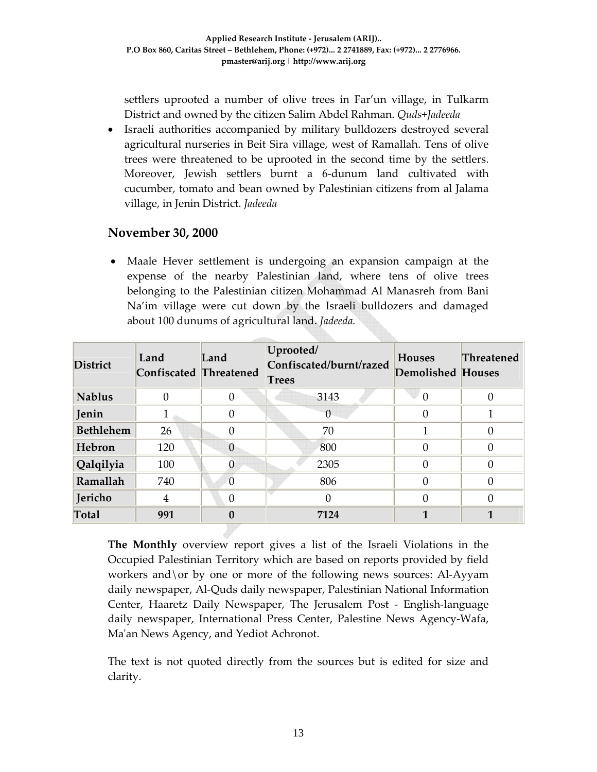settlers uprooted a number of olive trees in Far'un village, in Tulkarm District and owned by the citizen Salim Abdel Rahman. *Quds+Jadeeda*

- Israeli authorities accompanied by military bulldozers destroyed several agricultural nurseries in Beit Sira village, west of Ramallah. Tens of olive trees were threatened to be uprooted in the second time by the settlers. Moreover, Jewish settlers burnt a 6-dunum land cultivated with cucumber, tomato and bean owned by Palestinian citizens from al Jalama village, in Jenin District. *Jadeeda*

## November 30, 2000

- Maale Hever settlement is undergoing an expansion campaign at the expense of the nearby Palestinian land, where tens of olive trees belonging to the Palestinian citizen Mohammad Al Manasreh from Bani Na'im village were cut down by the Israeli bulldozers and damaged about 100 dunums of agricultural land. *Jadeeda.*

| District | Land Confiscated | Land Threatened | Uprooted/ Confiscated/burnt/razed Trees | Houses Demolished | Threatened Houses |
|---|---|---|---|---|---|
| **Nablus** | 0 | 0 | 3143 | 0 | 0 |
| **Jenin** | 1 | 0 | 0 | 0 | 1 |
| **Bethlehem** | 26 | 0 | 70 | 1 | 0 |
| **Hebron** | 120 | 0 | 800 | 0 | 0 |
| **Qalqilyia** | 100 | 0 | 2305 | 0 | 0 |
| **Ramallah** | 740 | 0 | 806 | 0 | 0 |
| **Jericho** | 4 | 0 | 0 | 0 | 0 |
| **Total** | **991** | **0** | **7124** | **1** | **1** |

**The Monthly** overview report gives a list of the Israeli Violations in the Occupied Palestinian Territory which are based on reports provided by field workers and\or by one or more of the following news sources: Al-Ayyam daily newspaper, Al-Quds daily newspaper, Palestinian National Information Center, Haaretz Daily Newspaper, The Jerusalem Post - English-language daily newspaper, International Press Center, Palestine News Agency-Wafa, Ma'an News Agency, and Yediot Achronot.

The text is not quoted directly from the sources but is edited for size and clarity.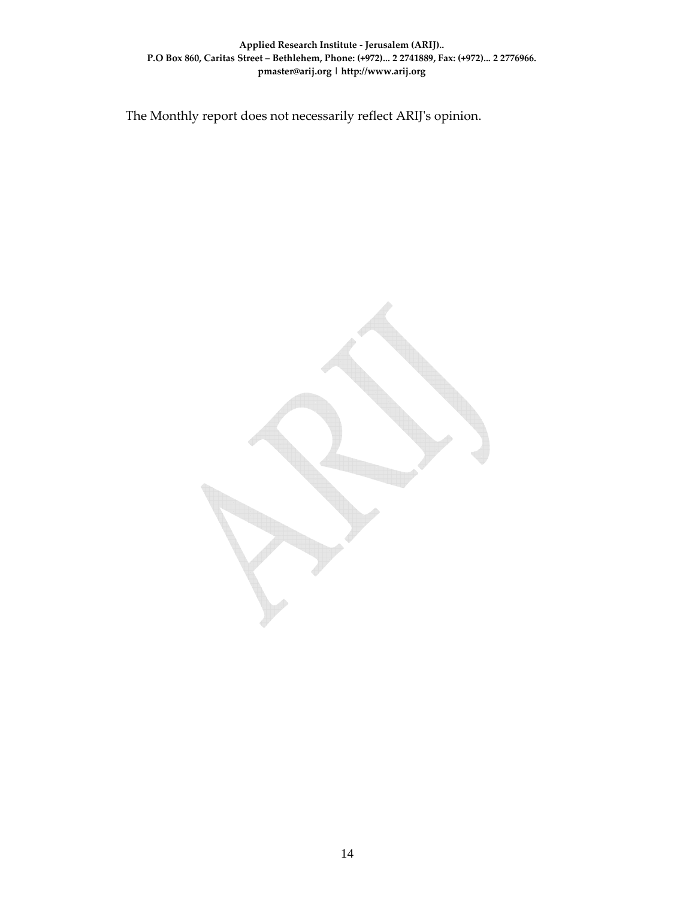**Applied Research Institute - Jerusalem (ARIJ)..**
**P.O Box 860, Caritas Street – Bethlehem, Phone: (+972)... 2 2741889, Fax: (+972)... 2 2776966.**
**pmaster@arij.org | http://www.arij.org**

The Monthly report does not necessarily reflect ARIJ's opinion.